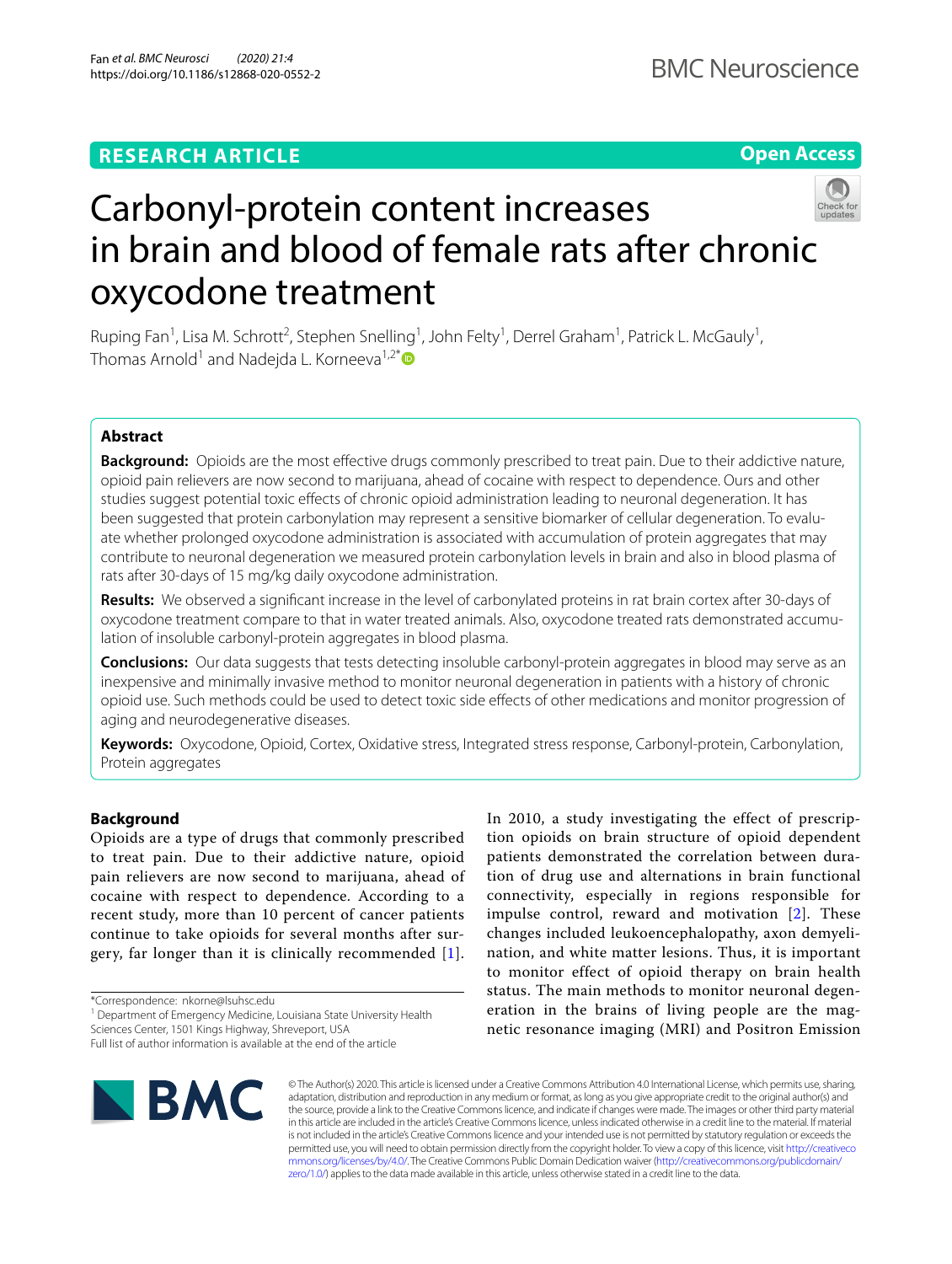RESEARCH ARTICLE

Open Access

# Carbonyl-protein content increases in brain and blood of female rats after chronic oxycodone treatment

Ruping Fan[1], Lisa M. Schrott[2], Stephen Snelling[1], John Felty[1], Derrel Graham[1], Patrick L. McGauly[1], Thomas Arnold[1] and Nadejda L. Korneeva[1,2*]

## Abstract

**Background:** Opioids are the most effective drugs commonly prescribed to treat pain. Due to their addictive nature, opioid pain relievers are now second to marijuana, ahead of cocaine with respect to dependence. Ours and other studies suggest potential toxic effects of chronic opioid administration leading to neuronal degeneration. It has been suggested that protein carbonylation may represent a sensitive biomarker of cellular degeneration. To evaluate whether prolonged oxycodone administration is associated with accumulation of protein aggregates that may contribute to neuronal degeneration we measured protein carbonylation levels in brain and also in blood plasma of rats after 30-days of 15 mg/kg daily oxycodone administration.

**Results:** We observed a significant increase in the level of carbonylated proteins in rat brain cortex after 30-days of oxycodone treatment compare to that in water treated animals. Also, oxycodone treated rats demonstrated accumulation of insoluble carbonyl-protein aggregates in blood plasma.

**Conclusions:** Our data suggests that tests detecting insoluble carbonyl-protein aggregates in blood may serve as an inexpensive and minimally invasive method to monitor neuronal degeneration in patients with a history of chronic opioid use. Such methods could be used to detect toxic side effects of other medications and monitor progression of aging and neurodegenerative diseases.

**Keywords:** Oxycodone, Opioid, Cortex, Oxidative stress, Integrated stress response, Carbonyl-protein, Carbonylation, Protein aggregates

## Background

Opioids are a type of drugs that commonly prescribed to treat pain. Due to their addictive nature, opioid pain relievers are now second to marijuana, ahead of cocaine with respect to dependence. According to a recent study, more than 10 percent of cancer patients continue to take opioids for several months after surgery, far longer than it is clinically recommended [1]. In 2010, a study investigating the effect of prescription opioids on brain structure of opioid dependent patients demonstrated the correlation between duration of drug use and alternations in brain functional connectivity, especially in regions responsible for impulse control, reward and motivation [2]. These changes included leukoencephalopathy, axon demyelination, and white matter lesions. Thus, it is important to monitor effect of opioid therapy on brain health status. The main methods to monitor neuronal degeneration in the brains of living people are the magnetic resonance imaging (MRI) and Positron Emission

*Correspondence: nkorne@lsuhsc.edu

[1] Department of Emergency Medicine, Louisiana State University Health Sciences Center, 1501 Kings Highway, Shreveport, USA

Full list of author information is available at the end of the article

© The Author(s) 2020. This article is licensed under a Creative Commons Attribution 4.0 International License, which permits use, sharing, adaptation, distribution and reproduction in any medium or format, as long as you give appropriate credit to the original author(s) and the source, provide a link to the Creative Commons licence, and indicate if changes were made. The images or other third party material in this article are included in the article's Creative Commons licence, unless indicated otherwise in a credit line to the material. If material is not included in the article's Creative Commons licence and your intended use is not permitted by statutory regulation or exceeds the permitted use, you will need to obtain permission directly from the copyright holder. To view a copy of this licence, visit http://creativecommons.org/licenses/by/4.0/. The Creative Commons Public Domain Dedication waiver (http://creativecommons.org/publicdomain/zero/1.0/) applies to the data made available in this article, unless otherwise stated in a credit line to the data.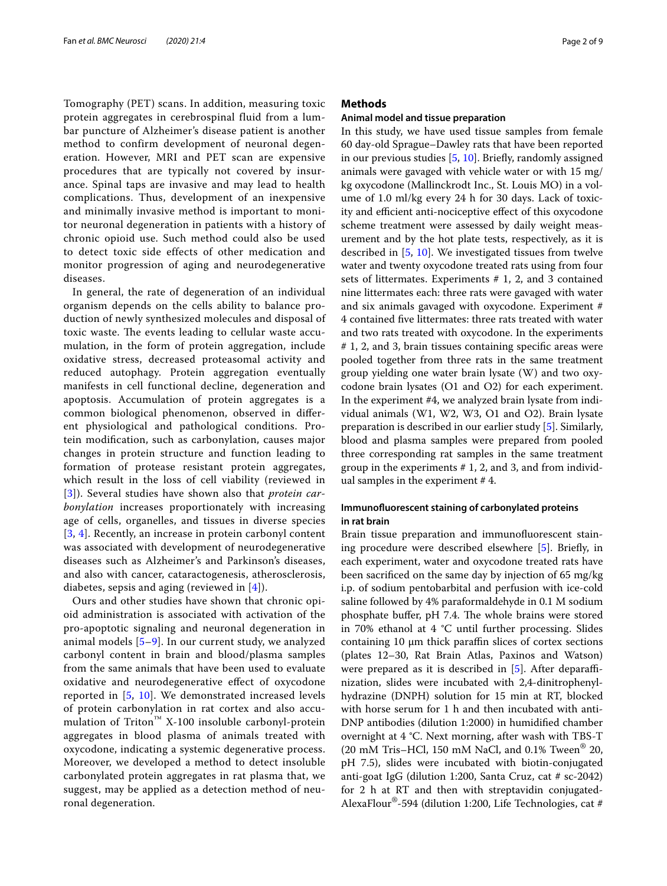Tomography (PET) scans. In addition, measuring toxic protein aggregates in cerebrospinal fluid from a lumbar puncture of Alzheimer's disease patient is another method to confirm development of neuronal degeneration. However, MRI and PET scan are expensive procedures that are typically not covered by insurance. Spinal taps are invasive and may lead to health complications. Thus, development of an inexpensive and minimally invasive method is important to monitor neuronal degeneration in patients with a history of chronic opioid use. Such method could also be used to detect toxic side effects of other medication and monitor progression of aging and neurodegenerative diseases.

In general, the rate of degeneration of an individual organism depends on the cells ability to balance production of newly synthesized molecules and disposal of toxic waste. The events leading to cellular waste accumulation, in the form of protein aggregation, include oxidative stress, decreased proteasomal activity and reduced autophagy. Protein aggregation eventually manifests in cell functional decline, degeneration and apoptosis. Accumulation of protein aggregates is a common biological phenomenon, observed in different physiological and pathological conditions. Protein modification, such as carbonylation, causes major changes in protein structure and function leading to formation of protease resistant protein aggregates, which result in the loss of cell viability (reviewed in [3]). Several studies have shown also that *protein carbonylation* increases proportionately with increasing age of cells, organelles, and tissues in diverse species [3, 4]. Recently, an increase in protein carbonyl content was associated with development of neurodegenerative diseases such as Alzheimer's and Parkinson's diseases, and also with cancer, cataractogenesis, atherosclerosis, diabetes, sepsis and aging (reviewed in [4]).

Ours and other studies have shown that chronic opioid administration is associated with activation of the pro-apoptotic signaling and neuronal degeneration in animal models [5–9]. In our current study, we analyzed carbonyl content in brain and blood/plasma samples from the same animals that have been used to evaluate oxidative and neurodegenerative effect of oxycodone reported in [5, 10]. We demonstrated increased levels of protein carbonylation in rat cortex and also accumulation of Triton™ X-100 insoluble carbonyl-protein aggregates in blood plasma of animals treated with oxycodone, indicating a systemic degenerative process. Moreover, we developed a method to detect insoluble carbonylated protein aggregates in rat plasma that, we suggest, may be applied as a detection method of neuronal degeneration.

## Methods

### Animal model and tissue preparation

In this study, we have used tissue samples from female 60 day-old Sprague–Dawley rats that have been reported in our previous studies [5, 10]. Briefly, randomly assigned animals were gavaged with vehicle water or with 15 mg/kg oxycodone (Mallinckrodt Inc., St. Louis MO) in a volume of 1.0 ml/kg every 24 h for 30 days. Lack of toxicity and efficient anti-nociceptive effect of this oxycodone scheme treatment were assessed by daily weight measurement and by the hot plate tests, respectively, as it is described in [5, 10]. We investigated tissues from twelve water and twenty oxycodone treated rats using from four sets of littermates. Experiments # 1, 2, and 3 contained nine littermates each: three rats were gavaged with water and six animals gavaged with oxycodone. Experiment # 4 contained five littermates: three rats treated with water and two rats treated with oxycodone. In the experiments # 1, 2, and 3, brain tissues containing specific areas were pooled together from three rats in the same treatment group yielding one water brain lysate (W) and two oxycodone brain lysates (O1 and O2) for each experiment. In the experiment #4, we analyzed brain lysate from individual animals (W1, W2, W3, O1 and O2). Brain lysate preparation is described in our earlier study [5]. Similarly, blood and plasma samples were prepared from pooled three corresponding rat samples in the same treatment group in the experiments # 1, 2, and 3, and from individual samples in the experiment # 4.

### Immunofluorescent staining of carbonylated proteins in rat brain

Brain tissue preparation and immunofluorescent staining procedure were described elsewhere [5]. Briefly, in each experiment, water and oxycodone treated rats have been sacrificed on the same day by injection of 65 mg/kg i.p. of sodium pentobarbital and perfusion with ice-cold saline followed by 4% paraformaldehyde in 0.1 M sodium phosphate buffer, pH 7.4. The whole brains were stored in 70% ethanol at 4 °C until further processing. Slides containing 10 µm thick paraffin slices of cortex sections (plates 12–30, Rat Brain Atlas, Paxinos and Watson) were prepared as it is described in [5]. After deparaffinization, slides were incubated with 2,4-dinitrophenylhydrazine (DNPH) solution for 15 min at RT, blocked with horse serum for 1 h and then incubated with anti-DNP antibodies (dilution 1:2000) in humidified chamber overnight at 4 °C. Next morning, after wash with TBS-T (20 mM Tris–HCl, 150 mM NaCl, and 0.1% Tween® 20, pH 7.5), slides were incubated with biotin-conjugated anti-goat IgG (dilution 1:200, Santa Cruz, cat # sc-2042) for 2 h at RT and then with streptavidin conjugated-AlexaFlour®-594 (dilution 1:200, Life Technologies, cat #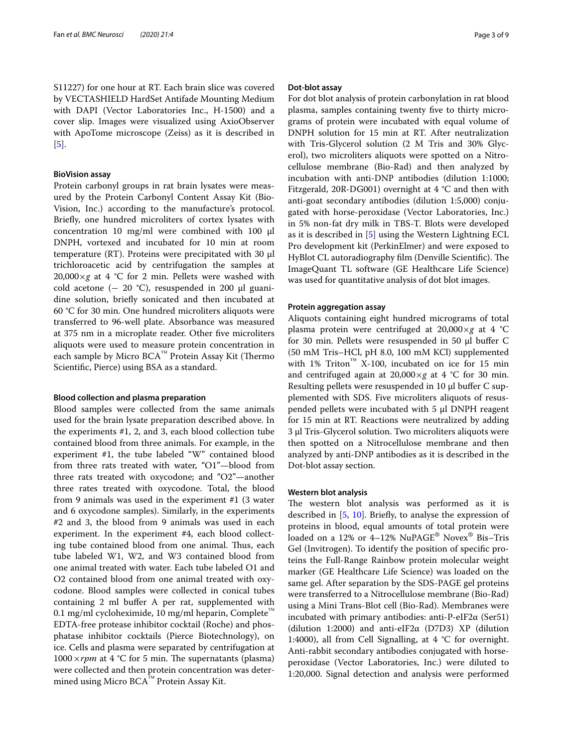S11227) for one hour at RT. Each brain slice was covered by VECTASHIELD HardSet Antifade Mounting Medium with DAPI (Vector Laboratories Inc., H-1500) and a cover slip. Images were visualized using AxioObserver with ApoTome microscope (Zeiss) as it is described in [5].

### BioVision assay

Protein carbonyl groups in rat brain lysates were measured by the Protein Carbonyl Content Assay Kit (BioVision, Inc.) according to the manufacture's protocol. Briefly, one hundred microliters of cortex lysates with concentration 10 mg/ml were combined with 100 µl DNPH, vortexed and incubated for 10 min at room temperature (RT). Proteins were precipitated with 30 µl trichloroacetic acid by centrifugation the samples at $20{,}000\times g$ at 4 °C for 2 min. Pellets were washed with cold acetone (− 20 °C), resuspended in 200 µl guanidine solution, briefly sonicated and then incubated at 60 °C for 30 min. One hundred microliters aliquots were transferred to 96-well plate. Absorbance was measured at 375 nm in a microplate reader. Other five microliters aliquots were used to measure protein concentration in each sample by Micro BCA™ Protein Assay Kit (Thermo Scientific, Pierce) using BSA as a standard.

### Blood collection and plasma preparation

Blood samples were collected from the same animals used for the brain lysate preparation described above. In the experiments #1, 2, and 3, each blood collection tube contained blood from three animals. For example, in the experiment #1, the tube labeled "W" contained blood from three rats treated with water, "O1"—blood from three rats treated with oxycodone; and "O2"—another three rates treated with oxycodone. Total, the blood from 9 animals was used in the experiment #1 (3 water and 6 oxycodone samples). Similarly, in the experiments #2 and 3, the blood from 9 animals was used in each experiment. In the experiment #4, each blood collecting tube contained blood from one animal. Thus, each tube labeled W1, W2, and W3 contained blood from one animal treated with water. Each tube labeled O1 and O2 contained blood from one animal treated with oxycodone. Blood samples were collected in conical tubes containing 2 ml buffer A per rat, supplemented with 0.1 mg/ml cycloheximide, 10 mg/ml heparin, Complete™ EDTA-free protease inhibitor cocktail (Roche) and phosphatase inhibitor cocktails (Pierce Biotechnology), on ice. Cells and plasma were separated by centrifugation at $1000\times rpm$ at 4 °C for 5 min. The supernatants (plasma) were collected and then protein concentration was determined using Micro BCA™ Protein Assay Kit.

### Dot-blot assay

For dot blot analysis of protein carbonylation in rat blood plasma, samples containing twenty five to thirty micrograms of protein were incubated with equal volume of DNPH solution for 15 min at RT. After neutralization with Tris-Glycerol solution (2 M Tris and 30% Glycerol), two microliters aliquots were spotted on a Nitrocellulose membrane (Bio-Rad) and then analyzed by incubation with anti-DNP antibodies (dilution 1:1000; Fitzgerald, 20R-DG001) overnight at 4 °C and then with anti-goat secondary antibodies (dilution 1:5,000) conjugated with horse-peroxidase (Vector Laboratories, Inc.) in 5% non-fat dry milk in TBS-T. Blots were developed as it is described in [5] using the Western Lightning ECL Pro development kit (PerkinElmer) and were exposed to HyBlot CL autoradiography film (Denville Scientific). The ImageQuant TL software (GE Healthcare Life Science) was used for quantitative analysis of dot blot images.

### Protein aggregation assay

Aliquots containing eight hundred micrograms of total plasma protein were centrifuged at $20{,}000\times g$ at 4 °C for 30 min. Pellets were resuspended in 50 µl buffer C (50 mM Tris–HCl, pH 8.0, 100 mM KCl) supplemented with 1% Triton™ X-100, incubated on ice for 15 min and centrifuged again at $20{,}000\times g$ at 4 °C for 30 min. Resulting pellets were resuspended in 10 µl buffer C supplemented with SDS. Five microliters aliquots of resuspended pellets were incubated with 5 µl DNPH reagent for 15 min at RT. Reactions were neutralized by adding 3 µl Tris-Glycerol solution. Two microliters aliquots were then spotted on a Nitrocellulose membrane and then analyzed by anti-DNP antibodies as it is described in the Dot-blot assay section.

### Western blot analysis

The western blot analysis was performed as it is described in [5, 10]. Briefly, to analyse the expression of proteins in blood, equal amounts of total protein were loaded on a 12% or 4–12% NuPAGE® Novex® Bis–Tris Gel (Invitrogen). To identify the position of specific proteins the Full-Range Rainbow protein molecular weight marker (GE Healthcare Life Science) was loaded on the same gel. After separation by the SDS-PAGE gel proteins were transferred to a Nitrocellulose membrane (Bio-Rad) using a Mini Trans-Blot cell (Bio-Rad). Membranes were incubated with primary antibodies: anti-P-eIF2α (Ser51) (dilution 1:2000) and anti-eIF2α (D7D3) XP (dilution 1:4000), all from Cell Signalling, at 4 °C for overnight. Anti-rabbit secondary antibodies conjugated with horse-peroxidase (Vector Laboratories, Inc.) were diluted to 1:20,000. Signal detection and analysis were performed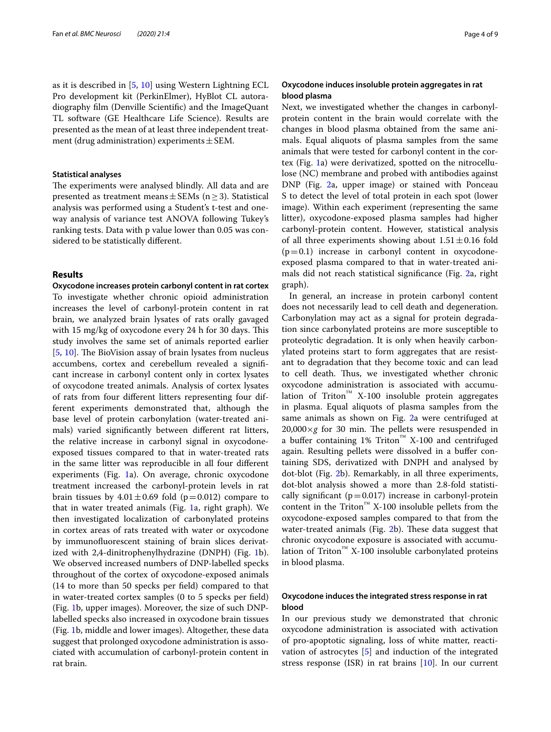as it is described in [5, 10] using Western Lightning ECL Pro development kit (PerkinElmer), HyBlot CL autoradiography film (Denville Scientific) and the ImageQuant TL software (GE Healthcare Life Science). Results are presented as the mean of at least three independent treatment (drug administration) experiments ± SEM.

### Statistical analyses

The experiments were analysed blindly. All data and are presented as treatment means ± SEMs ($n \geq 3$). Statistical analysis was performed using a Student's t-test and one-way analysis of variance test ANOVA following Tukey's ranking tests. Data with p value lower than 0.05 was considered to be statistically different.

## Results

### Oxycodone increases protein carbonyl content in rat cortex

To investigate whether chronic opioid administration increases the level of carbonyl-protein content in rat brain, we analyzed brain lysates of rats orally gavaged with 15 mg/kg of oxycodone every 24 h for 30 days. This study involves the same set of animals reported earlier [5, 10]. The BioVision assay of brain lysates from nucleus accumbens, cortex and cerebellum revealed a significant increase in carbonyl content only in cortex lysates of oxycodone treated animals. Analysis of cortex lysates of rats from four different litters representing four different experiments demonstrated that, although the base level of protein carbonylation (water-treated animals) varied significantly between different rat litters, the relative increase in carbonyl signal in oxycodone-exposed tissues compared to that in water-treated rats in the same litter was reproducible in all four different experiments (Fig. 1a). On average, chronic oxycodone treatment increased the carbonyl-protein levels in rat brain tissues by 4.01 ± 0.69 fold ($p = 0.012$) compare to that in water treated animals (Fig. 1a, right graph). We then investigated localization of carbonylated proteins in cortex areas of rats treated with water or oxycodone by immunofluorescent staining of brain slices derivatized with 2,4-dinitrophenylhydrazine (DNPH) (Fig. 1b). We observed increased numbers of DNP-labelled specks throughout of the cortex of oxycodone-exposed animals (14 to more than 50 specks per field) compared to that in water-treated cortex samples (0 to 5 specks per field) (Fig. 1b, upper images). Moreover, the size of such DNP-labelled specks also increased in oxycodone brain tissues (Fig. 1b, middle and lower images). Altogether, these data suggest that prolonged oxycodone administration is associated with accumulation of carbonyl-protein content in rat brain.

### Oxycodone induces insoluble protein aggregates in rat blood plasma

Next, we investigated whether the changes in carbonyl-protein content in the brain would correlate with the changes in blood plasma obtained from the same animals. Equal aliquots of plasma samples from the same animals that were tested for carbonyl content in the cortex (Fig. 1a) were derivatized, spotted on the nitrocellulose (NC) membrane and probed with antibodies against DNP (Fig. 2a, upper image) or stained with Ponceau S to detect the level of total protein in each spot (lower image). Within each experiment (representing the same litter), oxycodone-exposed plasma samples had higher carbonyl-protein content. However, statistical analysis of all three experiments showing about 1.51 ± 0.16 fold ($p = 0.1$) increase in carbonyl content in oxycodone-exposed plasma compared to that in water-treated animals did not reach statistical significance (Fig. 2a, right graph).

In general, an increase in protein carbonyl content does not necessarily lead to cell death and degeneration. Carbonylation may act as a signal for protein degradation since carbonylated proteins are more susceptible to proteolytic degradation. It is only when heavily carbonylated proteins start to form aggregates that are resistant to degradation that they become toxic and can lead to cell death. Thus, we investigated whether chronic oxycodone administration is associated with accumulation of Triton™ X-100 insoluble protein aggregates in plasma. Equal aliquots of plasma samples from the same animals as shown on Fig. 2a were centrifuged at $20{,}000 \times g$ for 30 min. The pellets were resuspended in a buffer containing 1% Triton™ X-100 and centrifuged again. Resulting pellets were dissolved in a buffer containing SDS, derivatized with DNPH and analysed by dot-blot (Fig. 2b). Remarkably, in all three experiments, dot-blot analysis showed a more than 2.8-fold statistically significant ($p = 0.017$) increase in carbonyl-protein content in the Triton™ X-100 insoluble pellets from the oxycodone-exposed samples compared to that from the water-treated animals (Fig. 2b). These data suggest that chronic oxycodone exposure is associated with accumulation of Triton™ X-100 insoluble carbonylated proteins in blood plasma.

### Oxycodone induces the integrated stress response in rat blood

In our previous study we demonstrated that chronic oxycodone administration is associated with activation of pro-apoptotic signaling, loss of white matter, reactivation of astrocytes [5] and induction of the integrated stress response (ISR) in rat brains [10]. In our current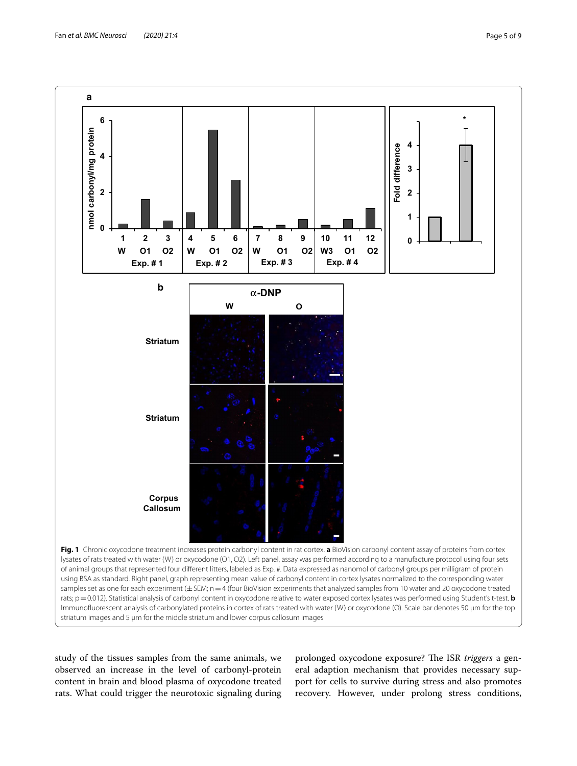**Fig. 1** Chronic oxycodone treatment increases protein carbonyl content in rat cortex. **a** BioVision carbonyl content assay of proteins from cortex lysates of rats treated with water (W) or oxycodone (O1, O2). Left panel, assay was performed according to a manufacture protocol using four sets of animal groups that represented four different litters, labeled as Exp. #. Data expressed as nanomol of carbonyl groups per milligram of protein using BSA as standard. Right panel, graph representing mean value of carbonyl content in cortex lysates normalized to the corresponding water samples set as one for each experiment (± SEM; n = 4 (four BioVision experiments that analyzed samples from 10 water and 20 oxycodone treated rats; p = 0.012). Statistical analysis of carbonyl content in oxycodone relative to water exposed cortex lysates was performed using Student's t-test. **b** Immunofluorescent analysis of carbonylated proteins in cortex of rats treated with water (W) or oxycodone (O). Scale bar denotes 50 µm for the top striatum images and 5 µm for the middle striatum and lower corpus callosum images

study of the tissues samples from the same animals, we observed an increase in the level of carbonyl-protein content in brain and blood plasma of oxycodone treated rats. What could trigger the neurotoxic signaling during prolonged oxycodone exposure? The ISR *triggers* a general adaption mechanism that provides necessary support for cells to survive during stress and also promotes recovery. However, under prolong stress conditions,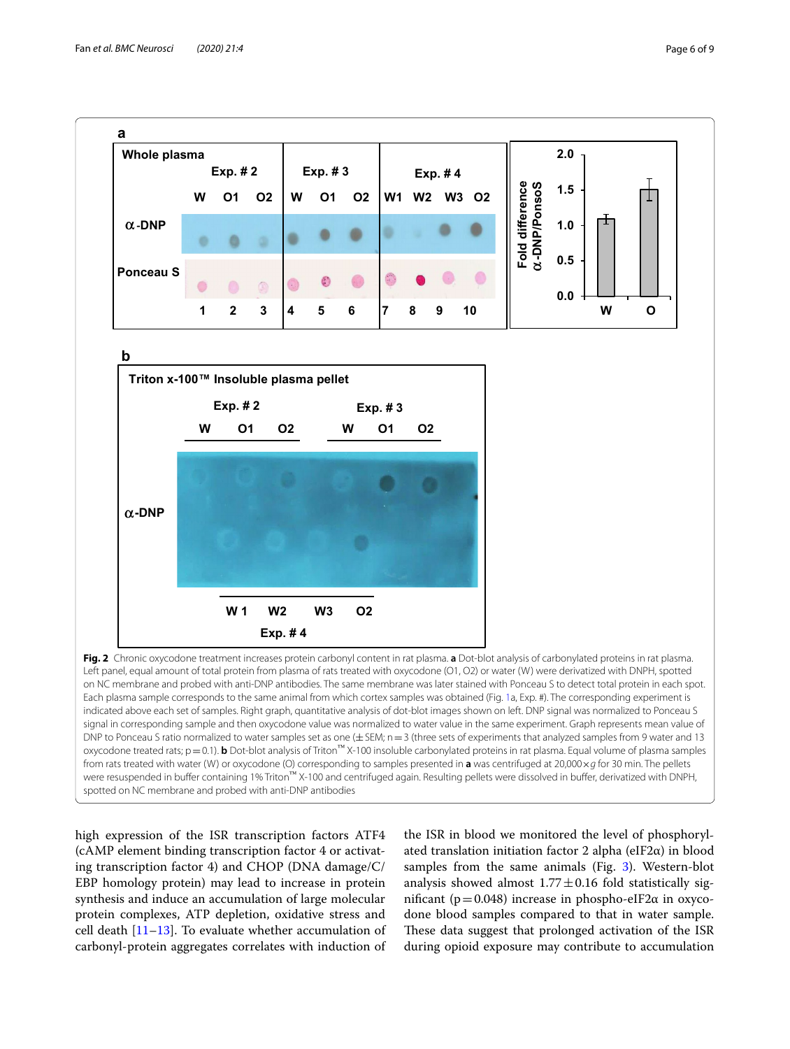**Fig. 2** Chronic oxycodone treatment increases protein carbonyl content in rat plasma. **a** Dot-blot analysis of carbonylated proteins in rat plasma. Left panel, equal amount of total protein from plasma of rats treated with oxycodone (O1, O2) or water (W) were derivatized with DNPH, spotted on NC membrane and probed with anti-DNP antibodies. The same membrane was later stained with Ponceau S to detect total protein in each spot. Each plasma sample corresponds to the same animal from which cortex samples was obtained (Fig. 1a, Exp. #). The corresponding experiment is indicated above each set of samples. Right graph, quantitative analysis of dot-blot images shown on left. DNP signal was normalized to Ponceau S signal in corresponding sample and then oxycodone value was normalized to water value in the same experiment. Graph represents mean value of DNP to Ponceau S ratio normalized to water samples set as one (± SEM; n = 3 (three sets of experiments that analyzed samples from 9 water and 13 oxycodone treated rats; p = 0.1). **b** Dot-blot analysis of Triton™ X-100 insoluble carbonylated proteins in rat plasma. Equal volume of plasma samples from rats treated with water (W) or oxycodone (O) corresponding to samples presented in **a** was centrifuged at 20,000 × *g* for 30 min. The pellets were resuspended in buffer containing 1% Triton™ X-100 and centrifuged again. Resulting pellets were dissolved in buffer, derivatized with DNPH, spotted on NC membrane and probed with anti-DNP antibodies

high expression of the ISR transcription factors ATF4 (cAMP element binding transcription factor 4 or activating transcription factor 4) and CHOP (DNA damage/C/EBP homology protein) may lead to increase in protein synthesis and induce an accumulation of large molecular protein complexes, ATP depletion, oxidative stress and cell death [11–13]. To evaluate whether accumulation of carbonyl-protein aggregates correlates with induction of the ISR in blood we monitored the level of phosphorylated translation initiation factor 2 alpha (eIF2α) in blood samples from the same animals (Fig. 3). Western-blot analysis showed almost 1.77 ± 0.16 fold statistically significant (p = 0.048) increase in phospho-eIF2α in oxycodone blood samples compared to that in water sample. These data suggest that prolonged activation of the ISR during opioid exposure may contribute to accumulation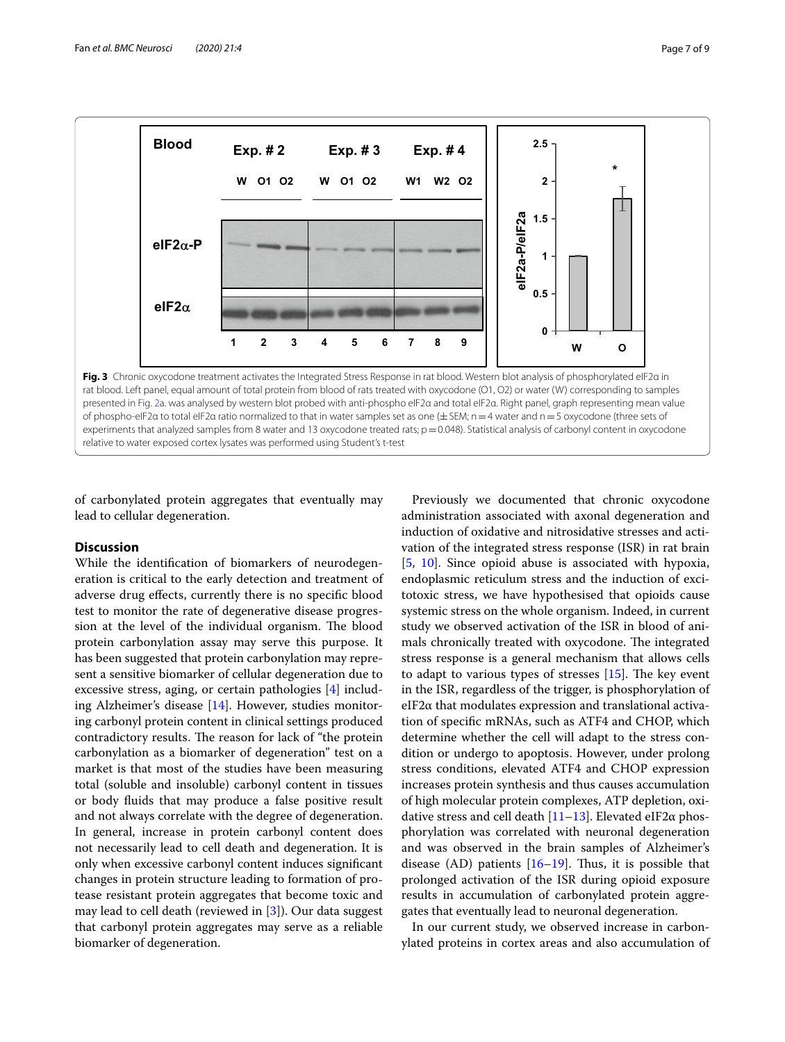**Fig. 3** Chronic oxycodone treatment activates the Integrated Stress Response in rat blood. Western blot analysis of phosphorylated eIF2α in rat blood. Left panel, equal amount of total protein from blood of rats treated with oxycodone (O1, O2) or water (W) corresponding to samples presented in Fig. 2a. was analysed by western blot probed with anti-phospho eIF2α and total eIF2α. Right panel, graph representing mean value of phospho-eIF2α to total eIF2α ratio normalized to that in water samples set as one (± SEM; n = 4 water and n = 5 oxycodone (three sets of experiments that analyzed samples from 8 water and 13 oxycodone treated rats; p = 0.048). Statistical analysis of carbonyl content in oxycodone relative to water exposed cortex lysates was performed using Student's t-test

of carbonylated protein aggregates that eventually may lead to cellular degeneration.

## Discussion

While the identification of biomarkers of neurodegeneration is critical to the early detection and treatment of adverse drug effects, currently there is no specific blood test to monitor the rate of degenerative disease progression at the level of the individual organism. The blood protein carbonylation assay may serve this purpose. It has been suggested that protein carbonylation may represent a sensitive biomarker of cellular degeneration due to excessive stress, aging, or certain pathologies [4] including Alzheimer's disease [14]. However, studies monitoring carbonyl protein content in clinical settings produced contradictory results. The reason for lack of "the protein carbonylation as a biomarker of degeneration" test on a market is that most of the studies have been measuring total (soluble and insoluble) carbonyl content in tissues or body fluids that may produce a false positive result and not always correlate with the degree of degeneration. In general, increase in protein carbonyl content does not necessarily lead to cell death and degeneration. It is only when excessive carbonyl content induces significant changes in protein structure leading to formation of protease resistant protein aggregates that become toxic and may lead to cell death (reviewed in [3]). Our data suggest that carbonyl protein aggregates may serve as a reliable biomarker of degeneration.

Previously we documented that chronic oxycodone administration associated with axonal degeneration and induction of oxidative and nitrosidative stresses and activation of the integrated stress response (ISR) in rat brain [5, 10]. Since opioid abuse is associated with hypoxia, endoplasmic reticulum stress and the induction of excitotoxic stress, we have hypothesised that opioids cause systemic stress on the whole organism. Indeed, in current study we observed activation of the ISR in blood of animals chronically treated with oxycodone. The integrated stress response is a general mechanism that allows cells to adapt to various types of stresses [15]. The key event in the ISR, regardless of the trigger, is phosphorylation of eIF2α that modulates expression and translational activation of specific mRNAs, such as ATF4 and CHOP, which determine whether the cell will adapt to the stress condition or undergo to apoptosis. However, under prolong stress conditions, elevated ATF4 and CHOP expression increases protein synthesis and thus causes accumulation of high molecular protein complexes, ATP depletion, oxidative stress and cell death [11–13]. Elevated eIF2α phosphorylation was correlated with neuronal degeneration and was observed in the brain samples of Alzheimer's disease (AD) patients [16–19]. Thus, it is possible that prolonged activation of the ISR during opioid exposure results in accumulation of carbonylated protein aggregates that eventually lead to neuronal degeneration.

In our current study, we observed increase in carbonylated proteins in cortex areas and also accumulation of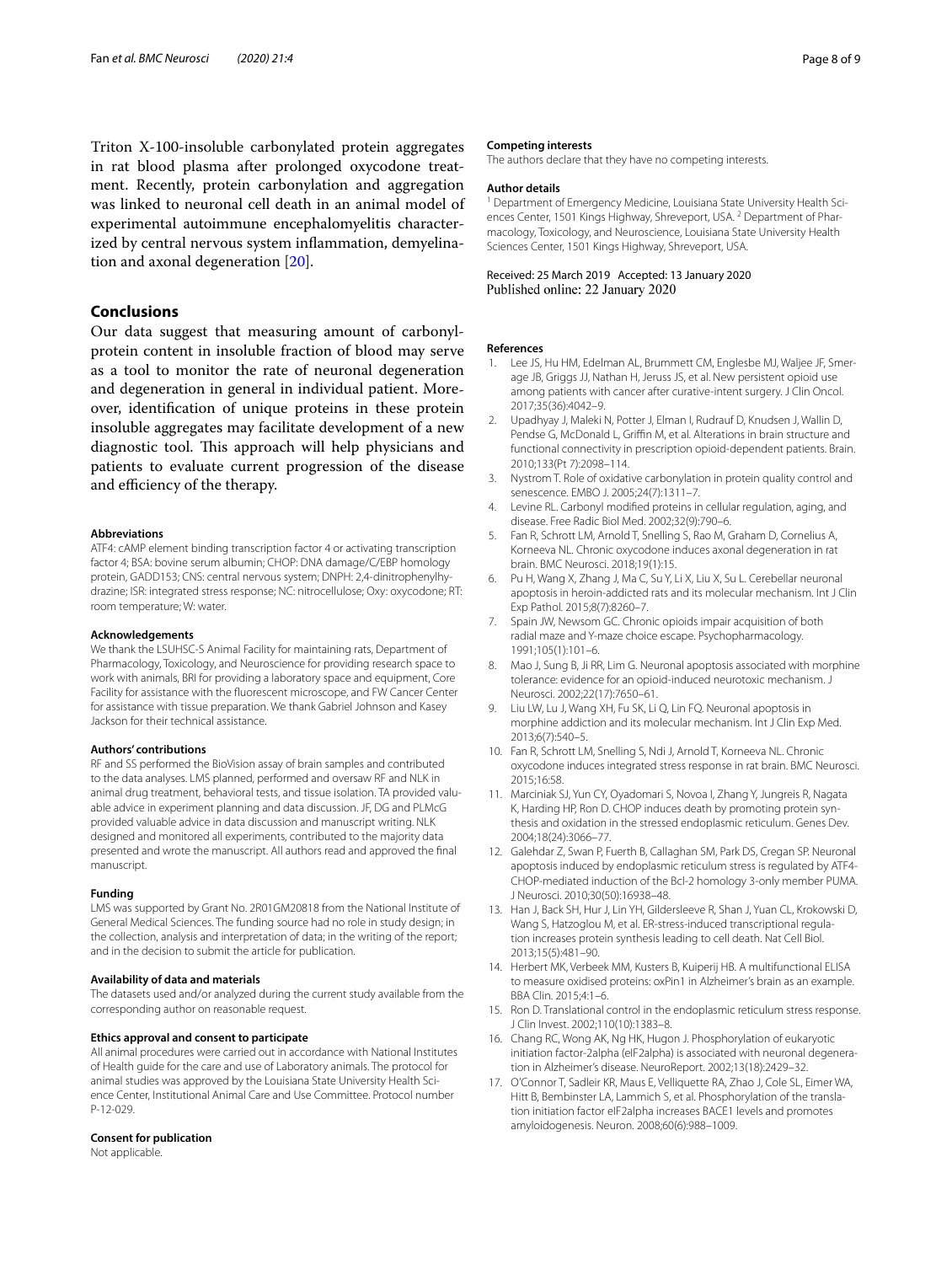Triton X-100-insoluble carbonylated protein aggregates in rat blood plasma after prolonged oxycodone treatment. Recently, protein carbonylation and aggregation was linked to neuronal cell death in an animal model of experimental autoimmune encephalomyelitis characterized by central nervous system inflammation, demyelination and axonal degeneration [20].

## Conclusions

Our data suggest that measuring amount of carbonyl-protein content in insoluble fraction of blood may serve as a tool to monitor the rate of neuronal degeneration and degeneration in general in individual patient. Moreover, identification of unique proteins in these protein insoluble aggregates may facilitate development of a new diagnostic tool. This approach will help physicians and patients to evaluate current progression of the disease and efficiency of the therapy.

#### Abbreviations

ATF4: cAMP element binding transcription factor 4 or activating transcription factor 4; BSA: bovine serum albumin; CHOP: DNA damage/C/EBP homology protein, GADD153; CNS: central nervous system; DNPH: 2,4-dinitrophenylhydrazine; ISR: integrated stress response; NC: nitrocellulose; Oxy: oxycodone; RT: room temperature; W: water.

#### Acknowledgements

We thank the LSUHSC-S Animal Facility for maintaining rats, Department of Pharmacology, Toxicology, and Neuroscience for providing research space to work with animals, BRI for providing a laboratory space and equipment, Core Facility for assistance with the fluorescent microscope, and FW Cancer Center for assistance with tissue preparation. We thank Gabriel Johnson and Kasey Jackson for their technical assistance.

#### Authors' contributions

RF and SS performed the BioVision assay of brain samples and contributed to the data analyses. LMS planned, performed and oversaw RF and NLK in animal drug treatment, behavioral tests, and tissue isolation. TA provided valuable advice in experiment planning and data discussion. JF, DG and PLMcG provided valuable advice in data discussion and manuscript writing. NLK designed and monitored all experiments, contributed to the majority data presented and wrote the manuscript. All authors read and approved the final manuscript.

#### Funding

LMS was supported by Grant No. 2R01GM20818 from the National Institute of General Medical Sciences. The funding source had no role in study design; in the collection, analysis and interpretation of data; in the writing of the report; and in the decision to submit the article for publication.

#### Availability of data and materials

The datasets used and/or analyzed during the current study available from the corresponding author on reasonable request.

#### Ethics approval and consent to participate

All animal procedures were carried out in accordance with National Institutes of Health guide for the care and use of Laboratory animals. The protocol for animal studies was approved by the Louisiana State University Health Science Center, Institutional Animal Care and Use Committee. Protocol number P-12-029.

#### Consent for publication

Not applicable.

#### Competing interests

The authors declare that they have no competing interests.

#### Author details

[1] Department of Emergency Medicine, Louisiana State University Health Sciences Center, 1501 Kings Highway, Shreveport, USA. [2] Department of Pharmacology, Toxicology, and Neuroscience, Louisiana State University Health Sciences Center, 1501 Kings Highway, Shreveport, USA.

Received: 25 March 2019 Accepted: 13 January 2020
Published online: 22 January 2020

#### References

1. Lee JS, Hu HM, Edelman AL, Brummett CM, Englesbe MJ, Waljee JF, Smerage JB, Griggs JJ, Nathan H, Jeruss JS, et al. New persistent opioid use among patients with cancer after curative-intent surgery. J Clin Oncol. 2017;35(36):4042–9.
2. Upadhyay J, Maleki N, Potter J, Elman I, Rudrauf D, Knudsen J, Wallin D, Pendse G, McDonald L, Griffin M, et al. Alterations in brain structure and functional connectivity in prescription opioid-dependent patients. Brain. 2010;133(Pt 7):2098–114.
3. Nystrom T. Role of oxidative carbonylation in protein quality control and senescence. EMBO J. 2005;24(7):1311–7.
4. Levine RL. Carbonyl modified proteins in cellular regulation, aging, and disease. Free Radic Biol Med. 2002;32(9):790–6.
5. Fan R, Schrott LM, Arnold T, Snelling S, Rao M, Graham D, Cornelius A, Korneeva NL. Chronic oxycodone induces axonal degeneration in rat brain. BMC Neurosci. 2018;19(1):15.
6. Pu H, Wang X, Zhang J, Ma C, Su Y, Li X, Liu X, Su L. Cerebellar neuronal apoptosis in heroin-addicted rats and its molecular mechanism. Int J Clin Exp Pathol. 2015;8(7):8260–7.
7. Spain JW, Newsom GC. Chronic opioids impair acquisition of both radial maze and Y-maze choice escape. Psychopharmacology. 1991;105(1):101–6.
8. Mao J, Sung B, Ji RR, Lim G. Neuronal apoptosis associated with morphine tolerance: evidence for an opioid-induced neurotoxic mechanism. J Neurosci. 2002;22(17):7650–61.
9. Liu LW, Lu J, Wang XH, Fu SK, Li Q, Lin FQ. Neuronal apoptosis in morphine addiction and its molecular mechanism. Int J Clin Exp Med. 2013;6(7):540–5.
10. Fan R, Schrott LM, Snelling S, Ndi J, Arnold T, Korneeva NL. Chronic oxycodone induces integrated stress response in rat brain. BMC Neurosci. 2015;16:58.
11. Marciniak SJ, Yun CY, Oyadomari S, Novoa I, Zhang Y, Jungreis R, Nagata K, Harding HP, Ron D. CHOP induces death by promoting protein synthesis and oxidation in the stressed endoplasmic reticulum. Genes Dev. 2004;18(24):3066–77.
12. Galehdar Z, Swan P, Fuerth B, Callaghan SM, Park DS, Cregan SP. Neuronal apoptosis induced by endoplasmic reticulum stress is regulated by ATF4-CHOP-mediated induction of the Bcl-2 homology 3-only member PUMA. J Neurosci. 2010;30(50):16938–48.
13. Han J, Back SH, Hur J, Lin YH, Gildersleeve R, Shan J, Yuan CL, Krokowski D, Wang S, Hatzoglou M, et al. ER-stress-induced transcriptional regulation increases protein synthesis leading to cell death. Nat Cell Biol. 2013;15(5):481–90.
14. Herbert MK, Verbeek MM, Kusters B, Kuiperij HB. A multifunctional ELISA to measure oxidised proteins: oxPin1 in Alzheimer's brain as an example. BBA Clin. 2015;4:1–6.
15. Ron D. Translational control in the endoplasmic reticulum stress response. J Clin Invest. 2002;110(10):1383–8.
16. Chang RC, Wong AK, Ng HK, Hugon J. Phosphorylation of eukaryotic initiation factor-2alpha (eIF2alpha) is associated with neuronal degeneration in Alzheimer's disease. NeuroReport. 2002;13(18):2429–32.
17. O'Connor T, Sadleir KR, Maus E, Velliquette RA, Zhao J, Cole SL, Eimer WA, Hitt B, Bembinster LA, Lammich S, et al. Phosphorylation of the translation initiation factor eIF2alpha increases BACE1 levels and promotes amyloidogenesis. Neuron. 2008;60(6):988–1009.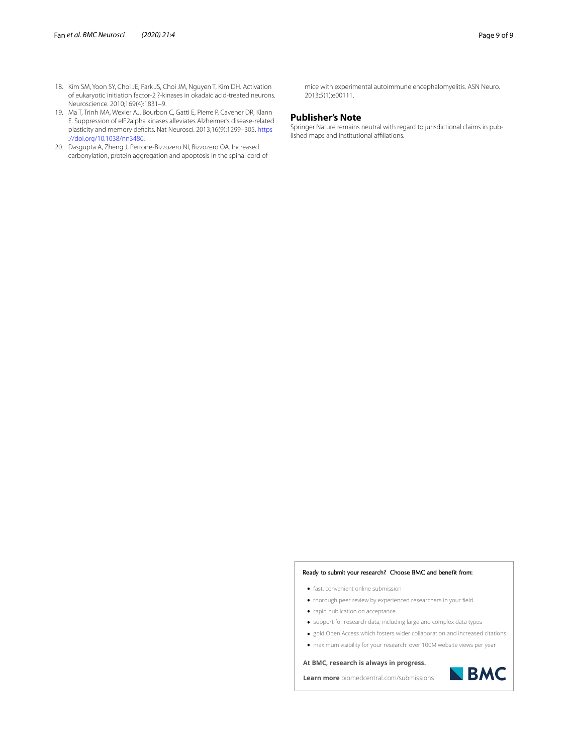18. Kim SM, Yoon SY, Choi JE, Park JS, Choi JM, Nguyen T, Kim DH. Activation of eukaryotic initiation factor-2 ?-kinases in okadaic acid-treated neurons. Neuroscience. 2010;169(4):1831–9.
19. Ma T, Trinh MA, Wexler AJ, Bourbon C, Gatti E, Pierre P, Cavener DR, Klann E. Suppression of eIF2alpha kinases alleviates Alzheimer's disease-related plasticity and memory deficits. Nat Neurosci. 2013;16(9):1299–305. https://doi.org/10.1038/nn3486.
20. Dasgupta A, Zheng J, Perrone-Bizzozero NI, Bizzozero OA. Increased carbonylation, protein aggregation and apoptosis in the spinal cord of mice with experimental autoimmune encephalomyelitis. ASN Neuro. 2013;5(1):e00111.

## Publisher's Note

Springer Nature remains neutral with regard to jurisdictional claims in published maps and institutional affiliations.

Ready to submit your research? Choose BMC and benefit from:

- fast, convenient online submission
- thorough peer review by experienced researchers in your field
- rapid publication on acceptance
- support for research data, including large and complex data types
- gold Open Access which fosters wider collaboration and increased citations
- maximum visibility for your research: over 100M website views per year

**At BMC, research is always in progress.**

**Learn more** biomedcentral.com/submissions

BMC